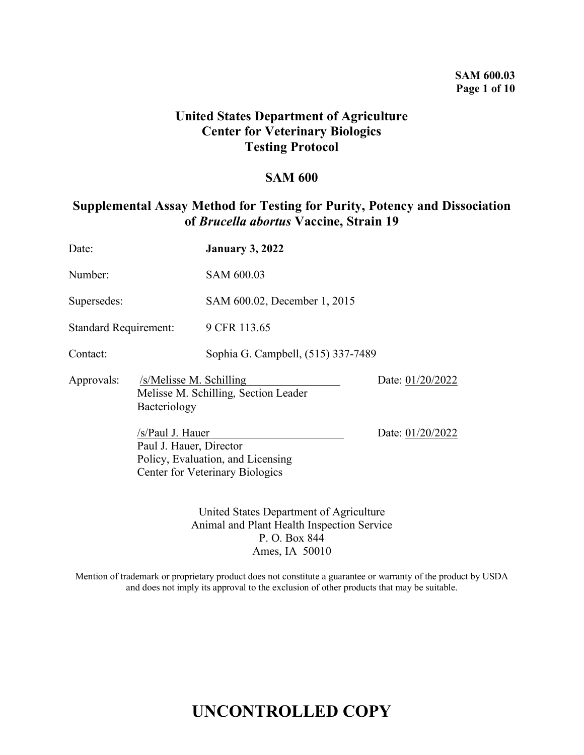**United States Department of Agriculture**
**Center for Veterinary Biologics**
**Testing Protocol**

# SAM 600

## Supplemental Assay Method for Testing for Purity, Potency and Dissociation of *Brucella abortus* Vaccine, Strain 19

| | |
|---|---|
| Date: | **January 3, 2022** |
| Number: | SAM 600.03 |
| Supersedes: | SAM 600.02, December 1, 2015 |
| Standard Requirement: | 9 CFR 113.65 |
| Contact: | Sophia G. Campbell, (515) 337-7489 |

Approvals:

/s/Melisse M. Schilling — Date: 01/20/2022
Melisse M. Schilling, Section Leader
Bacteriology

/s/Paul J. Hauer — Date: 01/20/2022
Paul J. Hauer, Director
Policy, Evaluation, and Licensing
Center for Veterinary Biologics

United States Department of Agriculture
Animal and Plant Health Inspection Service
P. O. Box 844
Ames, IA 50010

Mention of trademark or proprietary product does not constitute a guarantee or warranty of the product by USDA and does not imply its approval to the exclusion of other products that may be suitable.

**UNCONTROLLED COPY**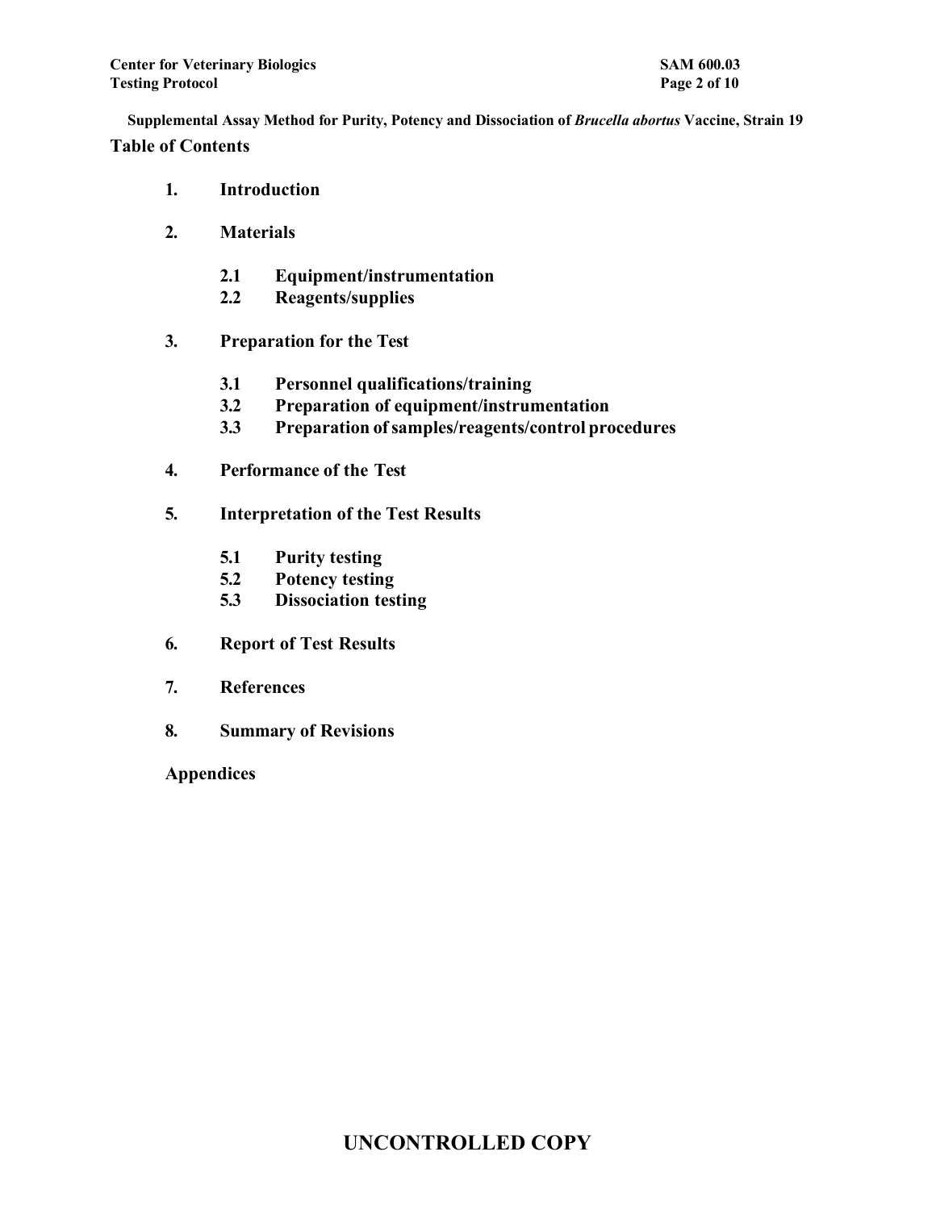**Supplemental Assay Method for Purity, Potency and Dissociation of *Brucella abortus* Vaccine, Strain 19**

## Table of Contents

1. **Introduction**
2. **Materials**
   - 2.1 **Equipment/instrumentation**
   - 2.2 **Reagents/supplies**
3. **Preparation for the Test**
   - 3.1 **Personnel qualifications/training**
   - 3.2 **Preparation of equipment/instrumentation**
   - 3.3 **Preparation of samples/reagents/control procedures**
4. **Performance of the Test**
5. **Interpretation of the Test Results**
   - 5.1 **Purity testing**
   - 5.2 **Potency testing**
   - 5.3 **Dissociation testing**
6. **Report of Test Results**
7. **References**
8. **Summary of Revisions**

**Appendices**

**UNCONTROLLED COPY**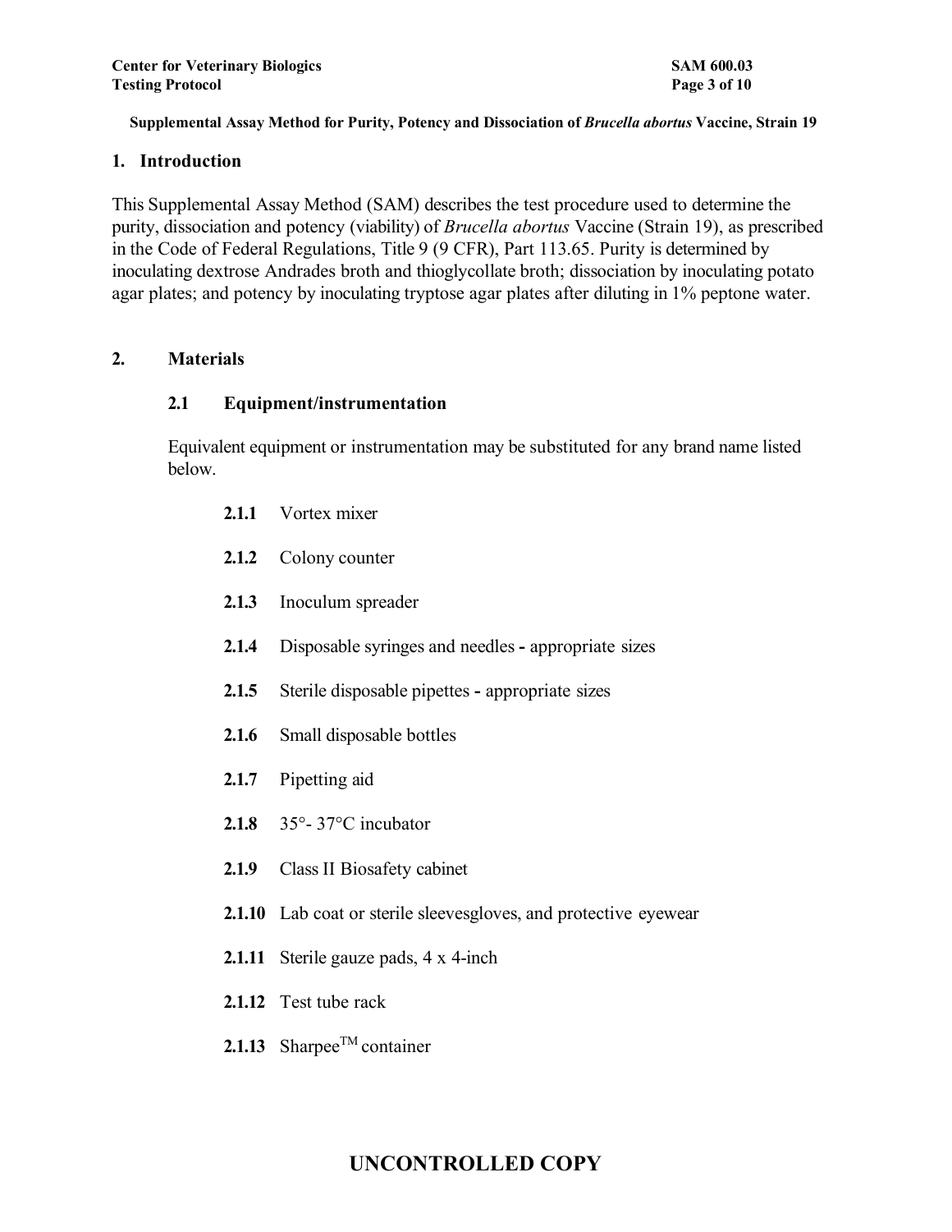## 1. Introduction

This Supplemental Assay Method (SAM) describes the test procedure used to determine the purity, dissociation and potency (viability) of *Brucella abortus* Vaccine (Strain 19), as prescribed in the Code of Federal Regulations, Title 9 (9 CFR), Part 113.65. Purity is determined by inoculating dextrose Andrades broth and thioglycollate broth; dissociation by inoculating potato agar plates; and potency by inoculating tryptose agar plates after diluting in 1% peptone water.

## 2. Materials

### 2.1 Equipment/instrumentation

Equivalent equipment or instrumentation may be substituted for any brand name listed below.

**2.1.1** Vortex mixer

**2.1.2** Colony counter

**2.1.3** Inoculum spreader

**2.1.4** Disposable syringes and needles - appropriate sizes

**2.1.5** Sterile disposable pipettes - appropriate sizes

**2.1.6** Small disposable bottles

**2.1.7** Pipetting aid

**2.1.8** 35°- 37°C incubator

**2.1.9** Class II Biosafety cabinet

**2.1.10** Lab coat or sterile sleevesgloves, and protective eyewear

**2.1.11** Sterile gauze pads, 4 x 4-inch

**2.1.12** Test tube rack

**2.1.13** Sharpee™ container

UNCONTROLLED COPY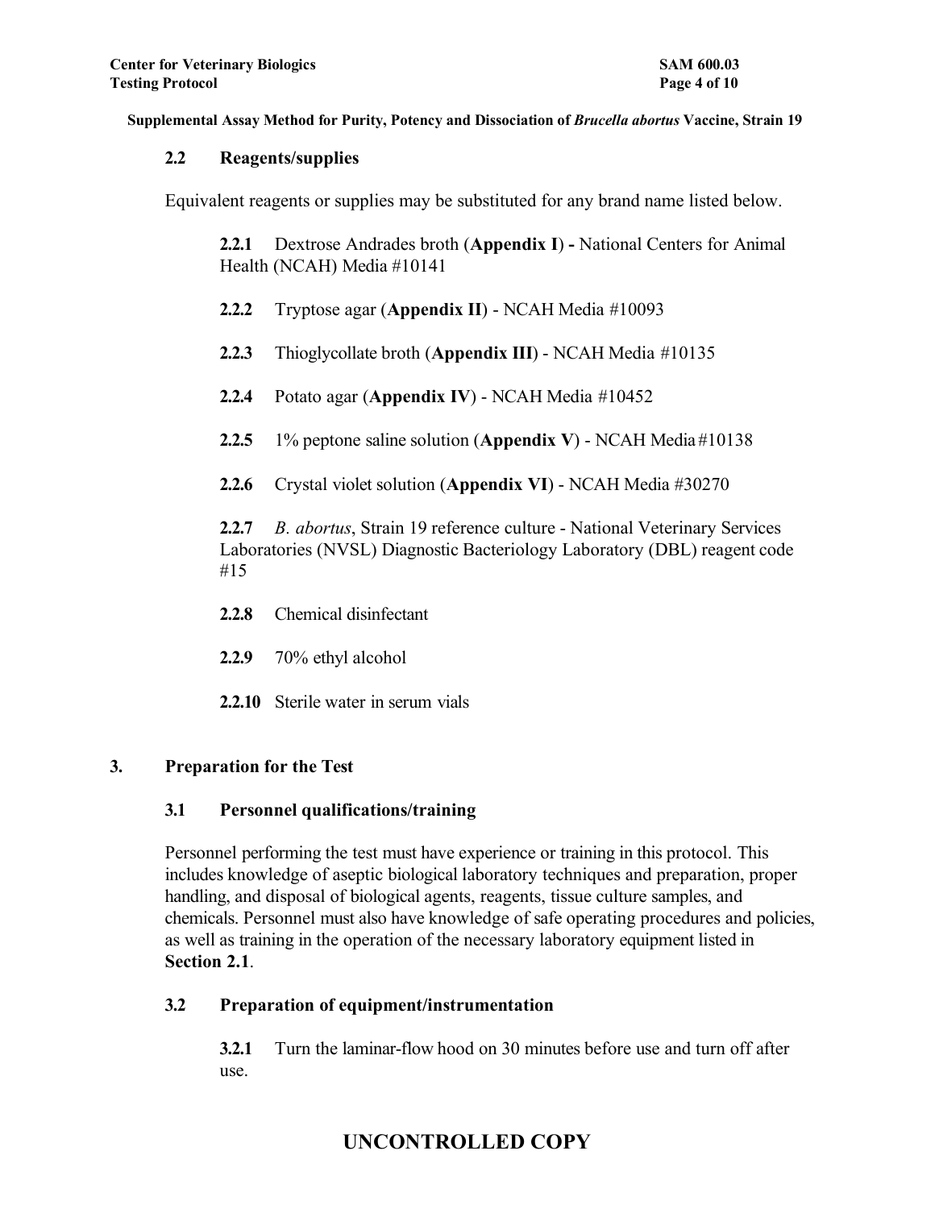### 2.2 Reagents/supplies

Equivalent reagents or supplies may be substituted for any brand name listed below.

**2.2.1** Dextrose Andrades broth (**Appendix I**) **-** National Centers for Animal Health (NCAH) Media #10141

**2.2.2** Tryptose agar (**Appendix II**) - NCAH Media #10093

**2.2.3** Thioglycollate broth (**Appendix III**) - NCAH Media #10135

**2.2.4** Potato agar (**Appendix IV**) - NCAH Media #10452

**2.2.5** 1% peptone saline solution (**Appendix V**) - NCAH Media #10138

**2.2.6** Crystal violet solution (**Appendix VI**) - NCAH Media #30270

**2.2.7** *B. abortus*, Strain 19 reference culture - National Veterinary Services Laboratories (NVSL) Diagnostic Bacteriology Laboratory (DBL) reagent code #15

**2.2.8** Chemical disinfectant

**2.2.9** 70% ethyl alcohol

**2.2.10** Sterile water in serum vials

## 3. Preparation for the Test

### 3.1 Personnel qualifications/training

Personnel performing the test must have experience or training in this protocol. This includes knowledge of aseptic biological laboratory techniques and preparation, proper handling, and disposal of biological agents, reagents, tissue culture samples, and chemicals. Personnel must also have knowledge of safe operating procedures and policies, as well as training in the operation of the necessary laboratory equipment listed in **Section 2.1**.

### 3.2 Preparation of equipment/instrumentation

**3.2.1** Turn the laminar-flow hood on 30 minutes before use and turn off after use.

UNCONTROLLED COPY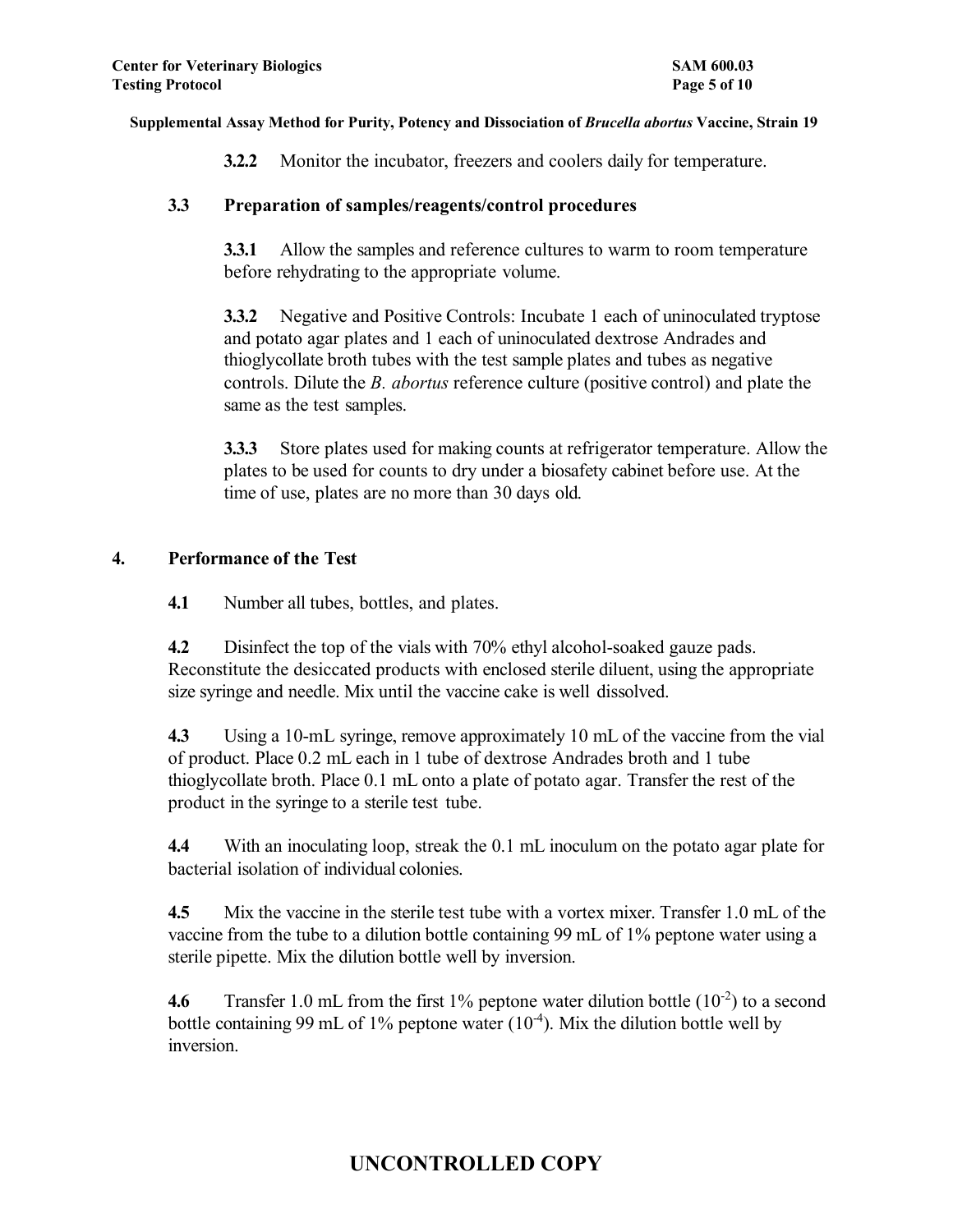**3.2.2** Monitor the incubator, freezers and coolers daily for temperature.

### 3.3 Preparation of samples/reagents/control procedures

**3.3.1** Allow the samples and reference cultures to warm to room temperature before rehydrating to the appropriate volume.

**3.3.2** Negative and Positive Controls: Incubate 1 each of uninoculated tryptose and potato agar plates and 1 each of uninoculated dextrose Andrades and thioglycollate broth tubes with the test sample plates and tubes as negative controls. Dilute the *B. abortus* reference culture (positive control) and plate the same as the test samples.

**3.3.3** Store plates used for making counts at refrigerator temperature. Allow the plates to be used for counts to dry under a biosafety cabinet before use. At the time of use, plates are no more than 30 days old.

## 4. Performance of the Test

**4.1** Number all tubes, bottles, and plates.

**4.2** Disinfect the top of the vials with 70% ethyl alcohol-soaked gauze pads. Reconstitute the desiccated products with enclosed sterile diluent, using the appropriate size syringe and needle. Mix until the vaccine cake is well dissolved.

**4.3** Using a 10-mL syringe, remove approximately 10 mL of the vaccine from the vial of product. Place 0.2 mL each in 1 tube of dextrose Andrades broth and 1 tube thioglycollate broth. Place 0.1 mL onto a plate of potato agar. Transfer the rest of the product in the syringe to a sterile test tube.

**4.4** With an inoculating loop, streak the 0.1 mL inoculum on the potato agar plate for bacterial isolation of individual colonies.

**4.5** Mix the vaccine in the sterile test tube with a vortex mixer. Transfer 1.0 mL of the vaccine from the tube to a dilution bottle containing 99 mL of 1% peptone water using a sterile pipette. Mix the dilution bottle well by inversion.

**4.6** Transfer 1.0 mL from the first 1% peptone water dilution bottle ($10^{-2}$) to a second bottle containing 99 mL of 1% peptone water ($10^{-4}$). Mix the dilution bottle well by inversion.

UNCONTROLLED COPY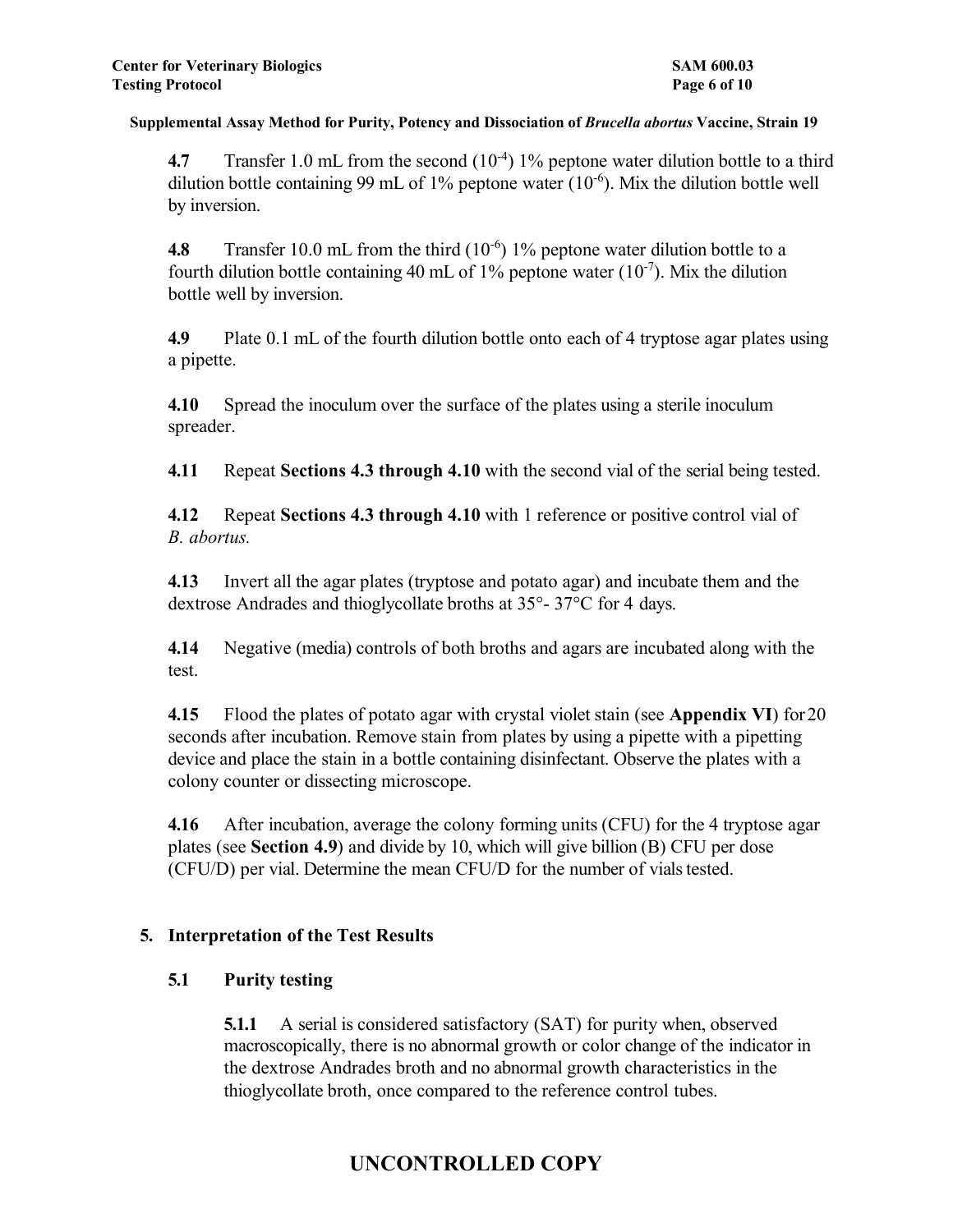**4.7** Transfer 1.0 mL from the second ($10^{-4}$) 1% peptone water dilution bottle to a third dilution bottle containing 99 mL of 1% peptone water ($10^{-6}$). Mix the dilution bottle well by inversion.

**4.8** Transfer 10.0 mL from the third ($10^{-6}$) 1% peptone water dilution bottle to a fourth dilution bottle containing 40 mL of 1% peptone water ($10^{-7}$). Mix the dilution bottle well by inversion.

**4.9** Plate 0.1 mL of the fourth dilution bottle onto each of 4 tryptose agar plates using a pipette.

**4.10** Spread the inoculum over the surface of the plates using a sterile inoculum spreader.

**4.11** Repeat **Sections 4.3 through 4.10** with the second vial of the serial being tested.

**4.12** Repeat **Sections 4.3 through 4.10** with 1 reference or positive control vial of *B. abortus.*

**4.13** Invert all the agar plates (tryptose and potato agar) and incubate them and the dextrose Andrades and thioglycollate broths at 35°- 37°C for 4 days.

**4.14** Negative (media) controls of both broths and agars are incubated along with the test.

**4.15** Flood the plates of potato agar with crystal violet stain (see **Appendix VI**) for 20 seconds after incubation. Remove stain from plates by using a pipette with a pipetting device and place the stain in a bottle containing disinfectant. Observe the plates with a colony counter or dissecting microscope.

**4.16** After incubation, average the colony forming units (CFU) for the 4 tryptose agar plates (see **Section 4.9**) and divide by 10, which will give billion (B) CFU per dose (CFU/D) per vial. Determine the mean CFU/D for the number of vials tested.

## 5. Interpretation of the Test Results

### 5.1 Purity testing

**5.1.1** A serial is considered satisfactory (SAT) for purity when, observed macroscopically, there is no abnormal growth or color change of the indicator in the dextrose Andrades broth and no abnormal growth characteristics in the thioglycollate broth, once compared to the reference control tubes.

**UNCONTROLLED COPY**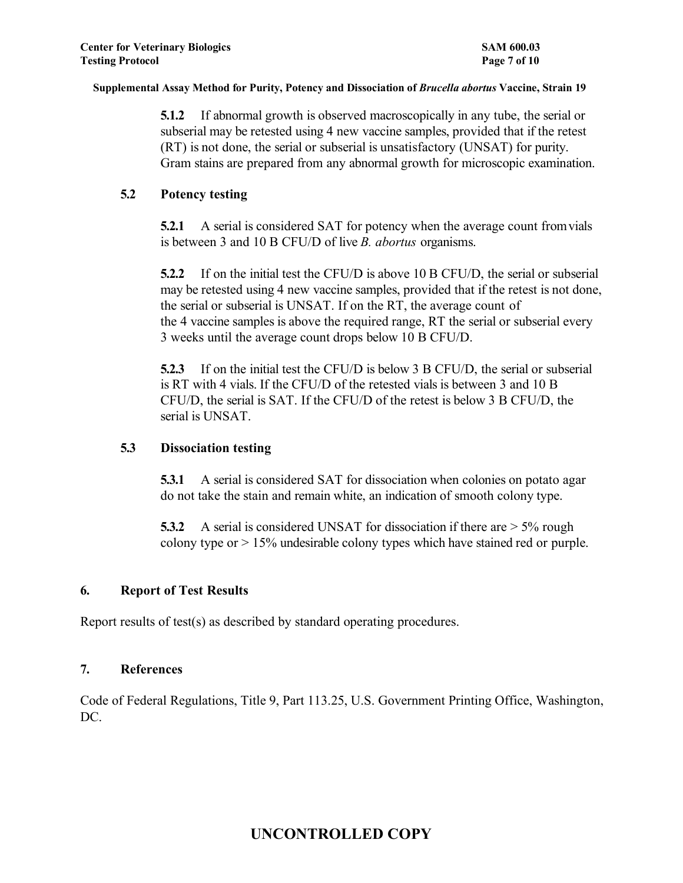**5.1.2** If abnormal growth is observed macroscopically in any tube, the serial or subserial may be retested using 4 new vaccine samples, provided that if the retest (RT) is not done, the serial or subserial is unsatisfactory (UNSAT) for purity. Gram stains are prepared from any abnormal growth for microscopic examination.

### 5.2 Potency testing

**5.2.1** A serial is considered SAT for potency when the average count from vials is between 3 and 10 B CFU/D of live *B. abortus* organisms.

**5.2.2** If on the initial test the CFU/D is above 10 B CFU/D, the serial or subserial may be retested using 4 new vaccine samples, provided that if the retest is not done, the serial or subserial is UNSAT. If on the RT, the average count of the 4 vaccine samples is above the required range, RT the serial or subserial every 3 weeks until the average count drops below 10 B CFU/D.

**5.2.3** If on the initial test the CFU/D is below 3 B CFU/D, the serial or subserial is RT with 4 vials. If the CFU/D of the retested vials is between 3 and 10 B CFU/D, the serial is SAT. If the CFU/D of the retest is below 3 B CFU/D, the serial is UNSAT.

### 5.3 Dissociation testing

**5.3.1** A serial is considered SAT for dissociation when colonies on potato agar do not take the stain and remain white, an indication of smooth colony type.

**5.3.2** A serial is considered UNSAT for dissociation if there are > 5% rough colony type or > 15% undesirable colony types which have stained red or purple.

## 6. Report of Test Results

Report results of test(s) as described by standard operating procedures.

## 7. References

Code of Federal Regulations, Title 9, Part 113.25, U.S. Government Printing Office, Washington, DC.

**UNCONTROLLED COPY**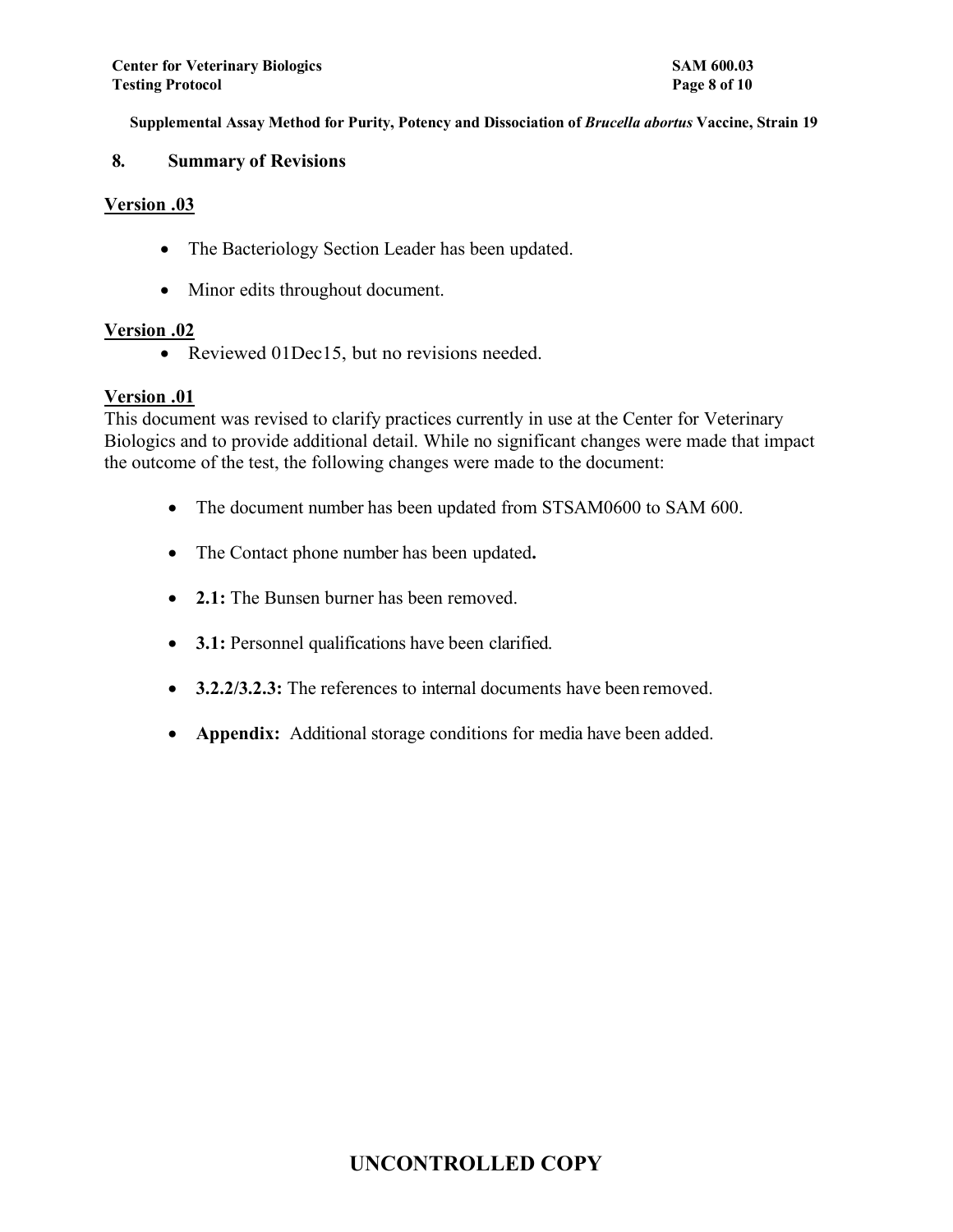## 8. Summary of Revisions

**Version .03**

- The Bacteriology Section Leader has been updated.
- Minor edits throughout document.

**Version .02**

- Reviewed 01Dec15, but no revisions needed.

**Version .01**

This document was revised to clarify practices currently in use at the Center for Veterinary Biologics and to provide additional detail. While no significant changes were made that impact the outcome of the test, the following changes were made to the document:

- The document number has been updated from STSAM0600 to SAM 600.
- The Contact phone number has been updated**.**
- **2.1:** The Bunsen burner has been removed.
- **3.1:** Personnel qualifications have been clarified.
- **3.2.2/3.2.3:** The references to internal documents have been removed.
- **Appendix:** Additional storage conditions for media have been added.

**UNCONTROLLED COPY**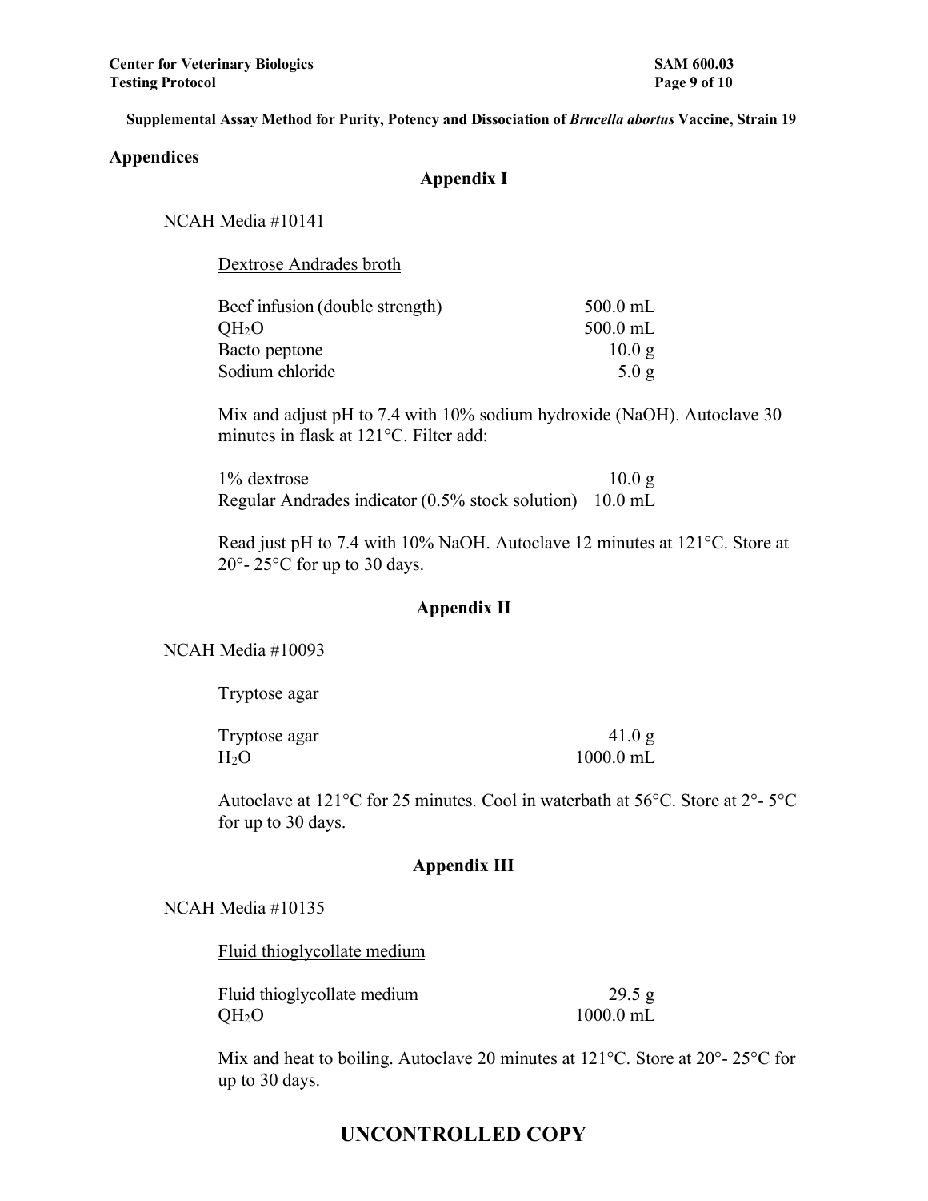## Appendices

### Appendix I

NCAH Media #10141

<u>Dextrose Andrades broth</u>

| | |
|---|---|
| Beef infusion (double strength) | 500.0 mL |
| $QH_2O$ | 500.0 mL |
| Bacto peptone | 10.0 g |
| Sodium chloride | 5.0 g |

Mix and adjust pH to 7.4 with 10% sodium hydroxide (NaOH). Autoclave 30 minutes in flask at 121°C. Filter add:

| | |
|---|---|
| 1% dextrose | 10.0 g |
| Regular Andrades indicator (0.5% stock solution) | 10.0 mL |

Read just pH to 7.4 with 10% NaOH. Autoclave 12 minutes at 121°C. Store at 20°- 25°C for up to 30 days.

### Appendix II

NCAH Media #10093

<u>Tryptose agar</u>

| | |
|---|---|
| Tryptose agar | 41.0 g |
| $H_2O$ | 1000.0 mL |

Autoclave at 121°C for 25 minutes. Cool in waterbath at 56°C. Store at 2°- 5°C for up to 30 days.

### Appendix III

NCAH Media #10135

<u>Fluid thioglycollate medium</u>

| | |
|---|---|
| Fluid thioglycollate medium | 29.5 g |
| $QH_2O$ | 1000.0 mL |

Mix and heat to boiling. Autoclave 20 minutes at 121°C. Store at 20°- 25°C for up to 30 days.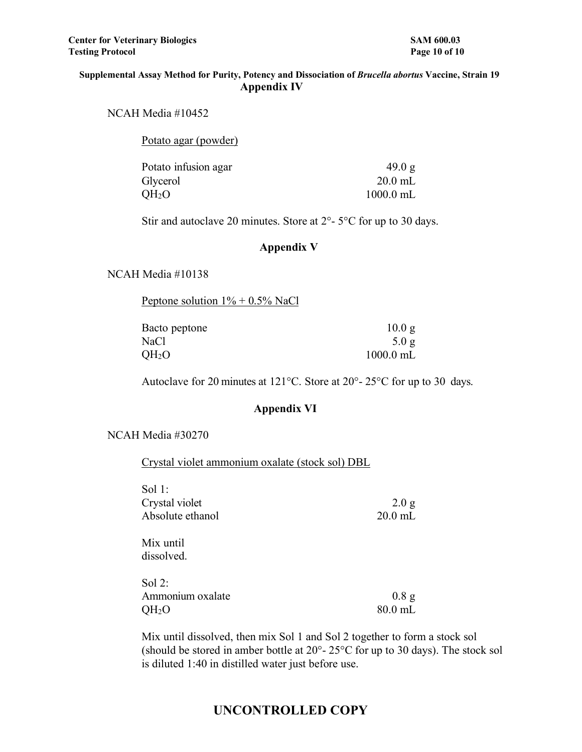**Supplemental Assay Method for Purity, Potency and Dissociation of *Brucella abortus* Vaccine, Strain 19**

## Appendix IV

NCAH Media #10452

Potato agar (powder)

| | |
|---|---|
| Potato infusion agar | 49.0 g |
| Glycerol | 20.0 mL |
| $QH_2O$ | 1000.0 mL |

Stir and autoclave 20 minutes. Store at 2°- 5°C for up to 30 days.

## Appendix V

NCAH Media #10138

Peptone solution 1% + 0.5% NaCl

| | |
|---|---|
| Bacto peptone | 10.0 g |
| NaCl | 5.0 g |
| $QH_2O$ | 1000.0 mL |

Autoclave for 20 minutes at 121°C. Store at 20°- 25°C for up to 30 days.

## Appendix VI

NCAH Media #30270

Crystal violet ammonium oxalate (stock sol) DBL

Sol 1:

| | |
|---|---|
| Crystal violet | 2.0 g |
| Absolute ethanol | 20.0 mL |

Mix until dissolved.

Sol 2:

| | |
|---|---|
| Ammonium oxalate | 0.8 g |
| $QH_2O$ | 80.0 mL |

Mix until dissolved, then mix Sol 1 and Sol 2 together to form a stock sol (should be stored in amber bottle at 20°- 25°C for up to 30 days). The stock sol is diluted 1:40 in distilled water just before use.

**UNCONTROLLED COPY**